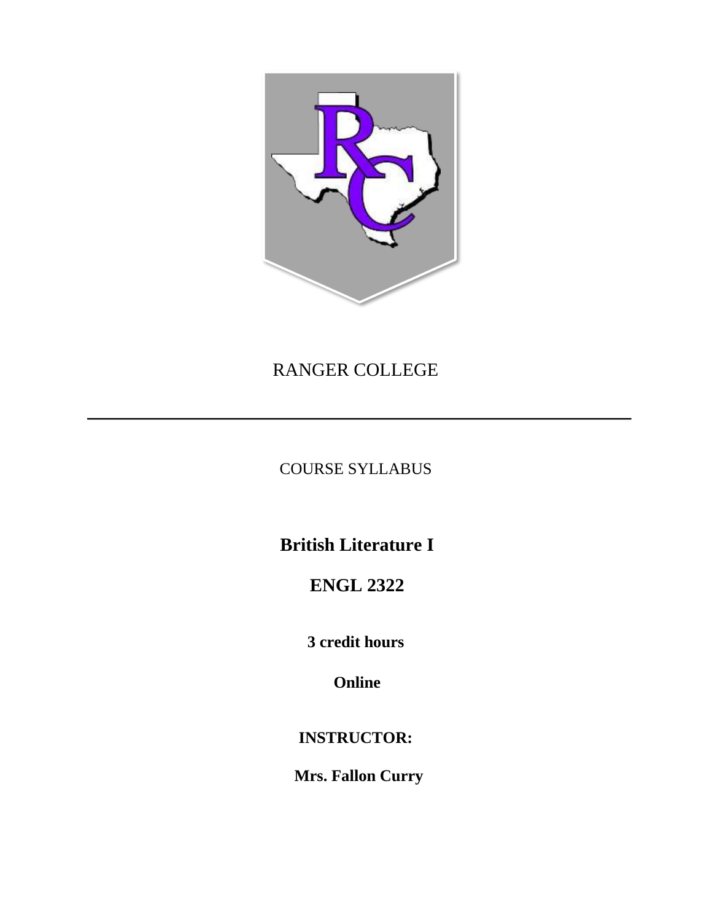# RANGER COLLEGE

---

COURSE SYLLABUS

## British Literature I

## ENGL 2322

**3 credit hours**

**Online**

**INSTRUCTOR:**

**Mrs. Fallon Curry**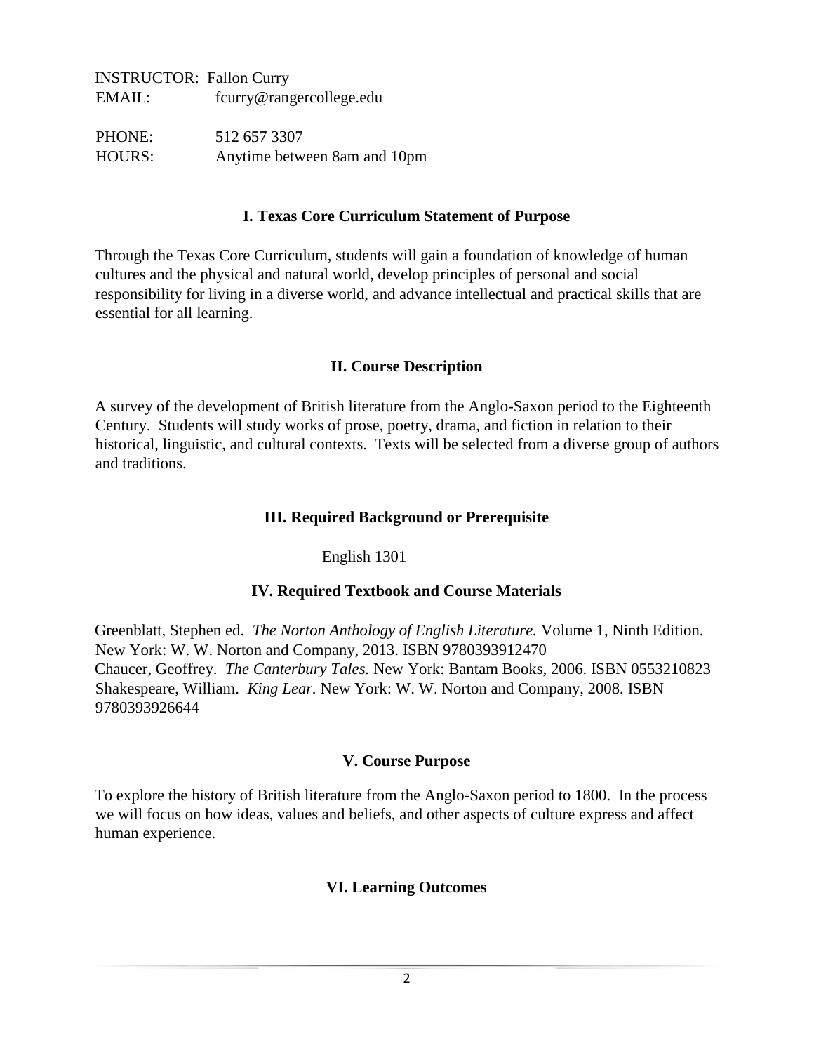INSTRUCTOR: Fallon Curry
EMAIL: fcurry@rangercollege.edu

PHONE: 512 657 3307
HOURS: Anytime between 8am and 10pm

## I. Texas Core Curriculum Statement of Purpose

Through the Texas Core Curriculum, students will gain a foundation of knowledge of human cultures and the physical and natural world, develop principles of personal and social responsibility for living in a diverse world, and advance intellectual and practical skills that are essential for all learning.

## II. Course Description

A survey of the development of British literature from the Anglo-Saxon period to the Eighteenth Century. Students will study works of prose, poetry, drama, and fiction in relation to their historical, linguistic, and cultural contexts. Texts will be selected from a diverse group of authors and traditions.

## III. Required Background or Prerequisite

English 1301

## IV. Required Textbook and Course Materials

Greenblatt, Stephen ed. *The Norton Anthology of English Literature.* Volume 1, Ninth Edition. New York: W. W. Norton and Company, 2013. ISBN 9780393912470
Chaucer, Geoffrey. *The Canterbury Tales.* New York: Bantam Books, 2006. ISBN 0553210823
Shakespeare, William. *King Lear.* New York: W. W. Norton and Company, 2008. ISBN 9780393926644

## V. Course Purpose

To explore the history of British literature from the Anglo-Saxon period to 1800. In the process we will focus on how ideas, values and beliefs, and other aspects of culture express and affect human experience.

## VI. Learning Outcomes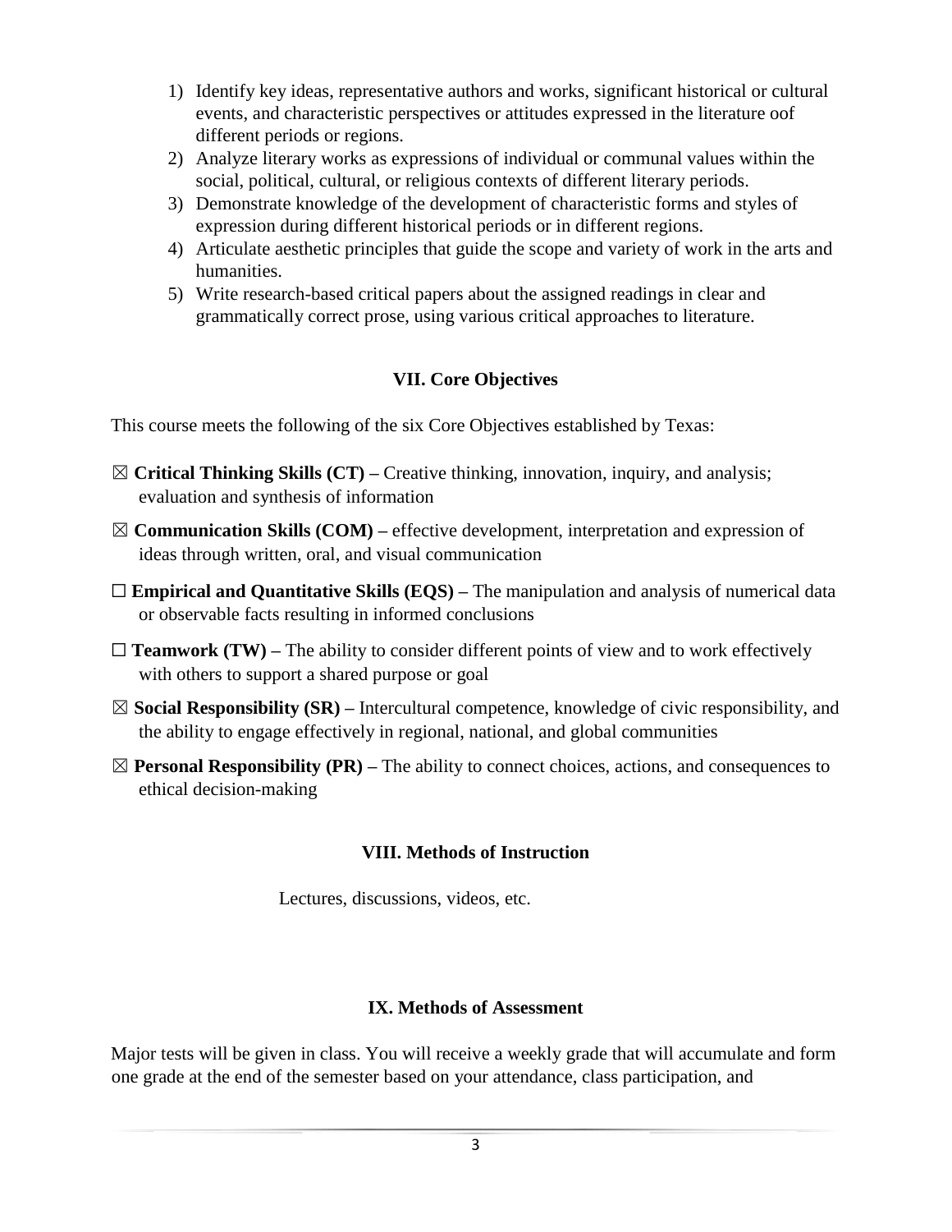1) Identify key ideas, representative authors and works, significant historical or cultural events, and characteristic perspectives or attitudes expressed in the literature oof different periods or regions.
2) Analyze literary works as expressions of individual or communal values within the social, political, cultural, or religious contexts of different literary periods.
3) Demonstrate knowledge of the development of characteristic forms and styles of expression during different historical periods or in different regions.
4) Articulate aesthetic principles that guide the scope and variety of work in the arts and humanities.
5) Write research-based critical papers about the assigned readings in clear and grammatically correct prose, using various critical approaches to literature.

## VII. Core Objectives

This course meets the following of the six Core Objectives established by Texas:

☒ **Critical Thinking Skills (CT) –** Creative thinking, innovation, inquiry, and analysis; evaluation and synthesis of information

☒ **Communication Skills (COM) –** effective development, interpretation and expression of ideas through written, oral, and visual communication

☐ **Empirical and Quantitative Skills (EQS) –** The manipulation and analysis of numerical data or observable facts resulting in informed conclusions

☐ **Teamwork (TW) –** The ability to consider different points of view and to work effectively with others to support a shared purpose or goal

☒ **Social Responsibility (SR) –** Intercultural competence, knowledge of civic responsibility, and the ability to engage effectively in regional, national, and global communities

☒ **Personal Responsibility (PR) –** The ability to connect choices, actions, and consequences to ethical decision-making

## VIII. Methods of Instruction

Lectures, discussions, videos, etc.

## IX. Methods of Assessment

Major tests will be given in class. You will receive a weekly grade that will accumulate and form one grade at the end of the semester based on your attendance, class participation, and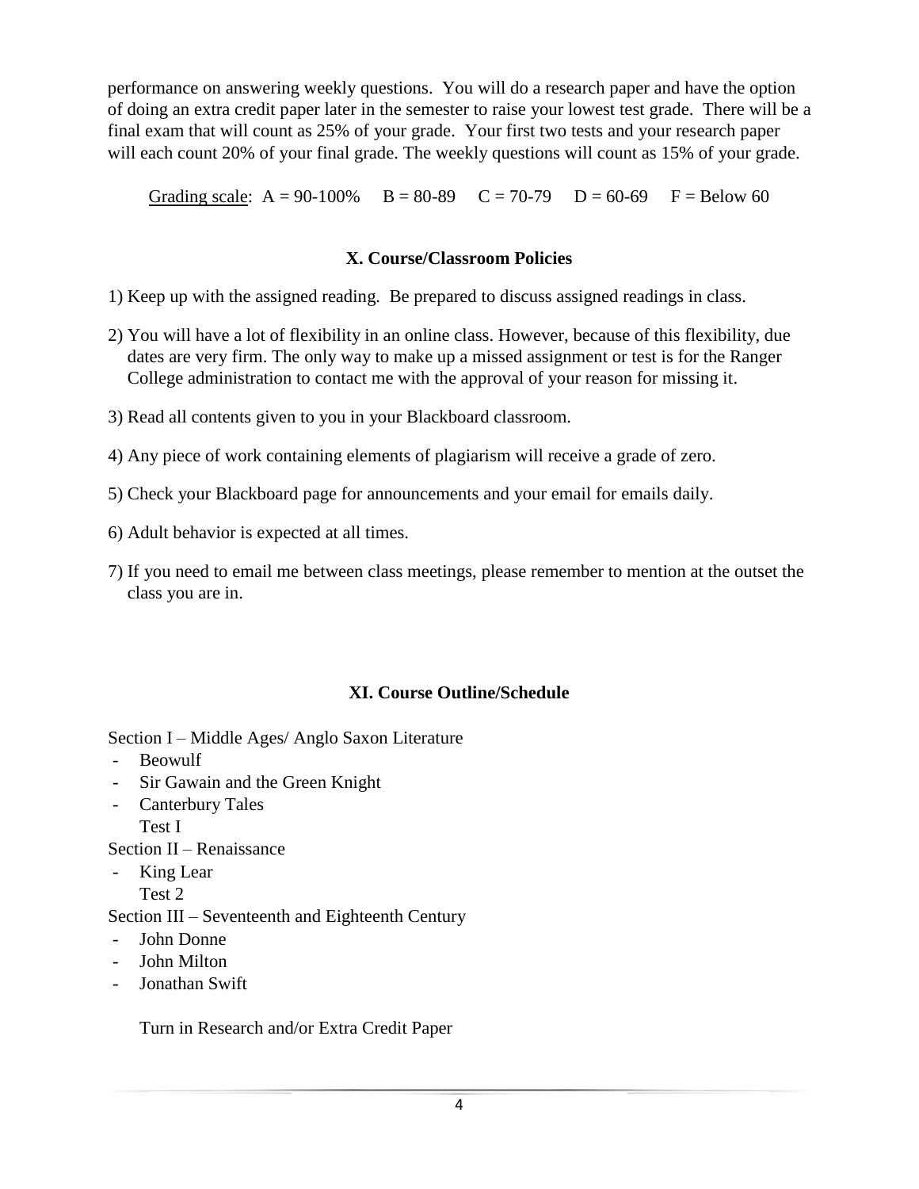performance on answering weekly questions. You will do a research paper and have the option of doing an extra credit paper later in the semester to raise your lowest test grade. There will be a final exam that will count as 25% of your grade. Your first two tests and your research paper will each count 20% of your final grade. The weekly questions will count as 15% of your grade.

<u>Grading scale</u>: A = 90-100% B = 80-89 C = 70-79 D = 60-69 F = Below 60

## X. Course/Classroom Policies

1) Keep up with the assigned reading. Be prepared to discuss assigned readings in class.
2) You will have a lot of flexibility in an online class. However, because of this flexibility, due dates are very firm. The only way to make up a missed assignment or test is for the Ranger College administration to contact me with the approval of your reason for missing it.
3) Read all contents given to you in your Blackboard classroom.
4) Any piece of work containing elements of plagiarism will receive a grade of zero.
5) Check your Blackboard page for announcements and your email for emails daily.
6) Adult behavior is expected at all times.
7) If you need to email me between class meetings, please remember to mention at the outset the class you are in.

## XI. Course Outline/Schedule

Section I – Middle Ages/ Anglo Saxon Literature

- Beowulf
- Sir Gawain and the Green Knight
- Canterbury Tales

  Test I

Section II – Renaissance

- King Lear

  Test 2

Section III – Seventeenth and Eighteenth Century

- John Donne
- John Milton
- Jonathan Swift

  Turn in Research and/or Extra Credit Paper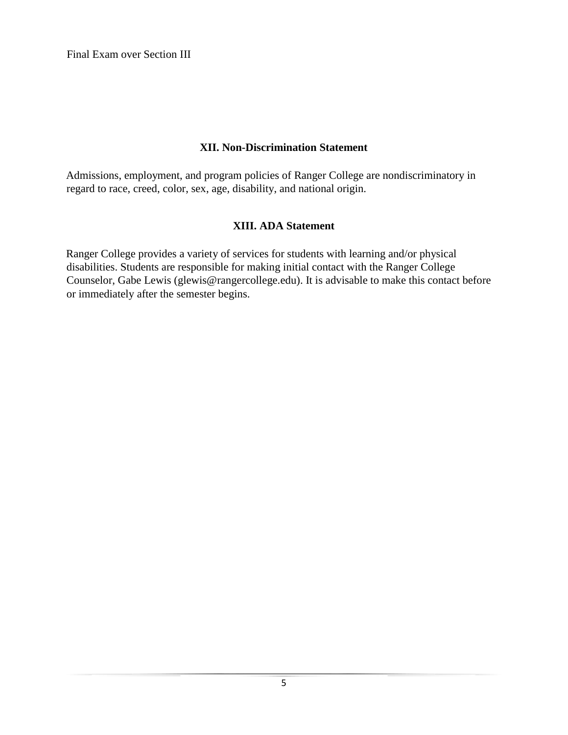Final Exam over Section III

## XII. Non-Discrimination Statement

Admissions, employment, and program policies of Ranger College are nondiscriminatory in regard to race, creed, color, sex, age, disability, and national origin.

## XIII. ADA Statement

Ranger College provides a variety of services for students with learning and/or physical disabilities. Students are responsible for making initial contact with the Ranger College Counselor, Gabe Lewis (glewis@rangercollege.edu). It is advisable to make this contact before or immediately after the semester begins.